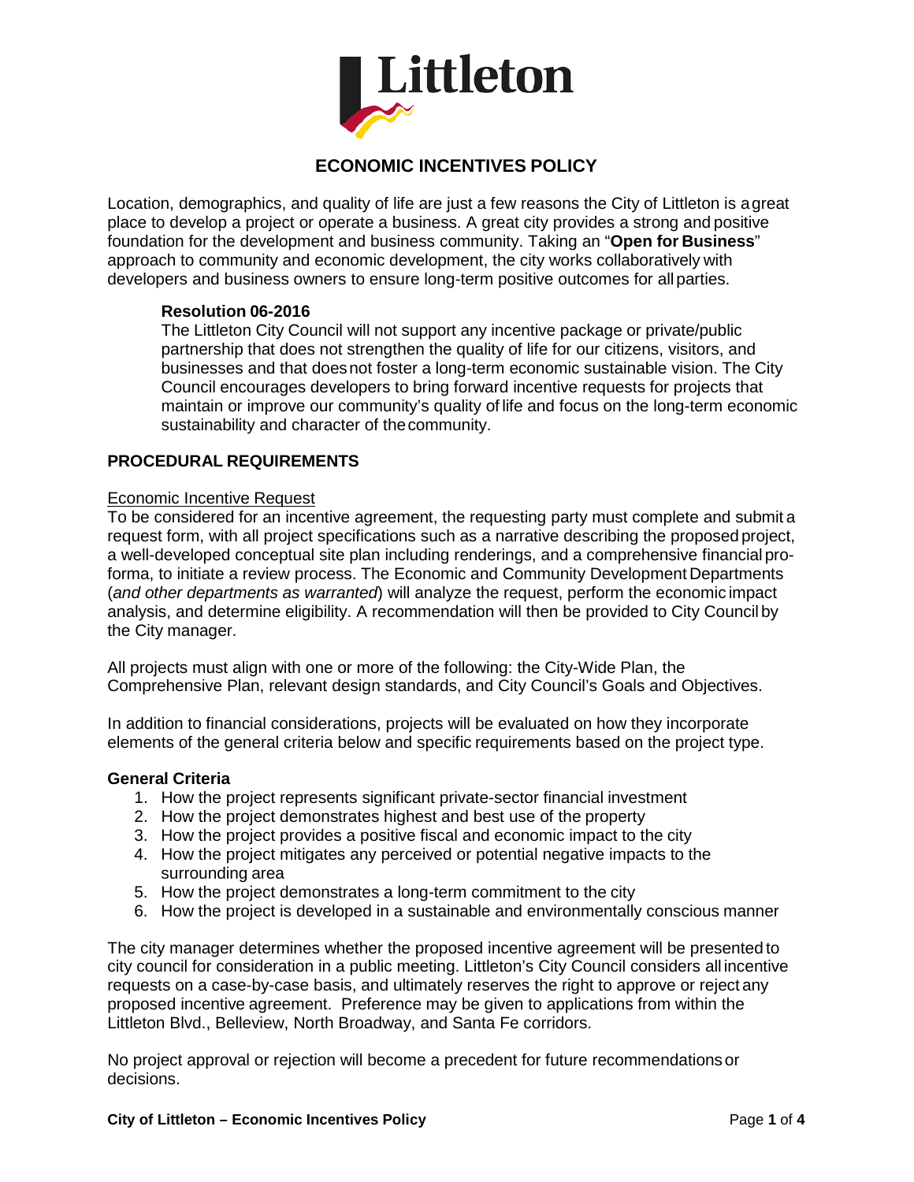Littleton

# ECONOMIC INCENTIVES POLICY

Location, demographics, and quality of life are just a few reasons the City of Littleton is a great place to develop a project or operate a business. A great city provides a strong and positive foundation for the development and business community. Taking an "**Open for Business**" approach to community and economic development, the city works collaboratively with developers and business owners to ensure long-term positive outcomes for all parties.

> **Resolution 06-2016**
> The Littleton City Council will not support any incentive package or private/public partnership that does not strengthen the quality of life for our citizens, visitors, and businesses and that does not foster a long-term economic sustainable vision. The City Council encourages developers to bring forward incentive requests for projects that maintain or improve our community's quality of life and focus on the long-term economic sustainability and character of the community.

## PROCEDURAL REQUIREMENTS

<u>Economic Incentive Request</u>

To be considered for an incentive agreement, the requesting party must complete and submit a request form, with all project specifications such as a narrative describing the proposed project, a well-developed conceptual site plan including renderings, and a comprehensive financial pro-forma, to initiate a review process. The Economic and Community Development Departments (*and other departments as warranted*) will analyze the request, perform the economic impact analysis, and determine eligibility. A recommendation will then be provided to City Council by the City manager.

All projects must align with one or more of the following: the City-Wide Plan, the Comprehensive Plan, relevant design standards, and City Council's Goals and Objectives.

In addition to financial considerations, projects will be evaluated on how they incorporate elements of the general criteria below and specific requirements based on the project type.

**General Criteria**

1. How the project represents significant private-sector financial investment
2. How the project demonstrates highest and best use of the property
3. How the project provides a positive fiscal and economic impact to the city
4. How the project mitigates any perceived or potential negative impacts to the surrounding area
5. How the project demonstrates a long-term commitment to the city
6. How the project is developed in a sustainable and environmentally conscious manner

The city manager determines whether the proposed incentive agreement will be presented to city council for consideration in a public meeting. Littleton's City Council considers all incentive requests on a case-by-case basis, and ultimately reserves the right to approve or reject any proposed incentive agreement. Preference may be given to applications from within the Littleton Blvd., Belleview, North Broadway, and Santa Fe corridors.

No project approval or rejection will become a precedent for future recommendations or decisions.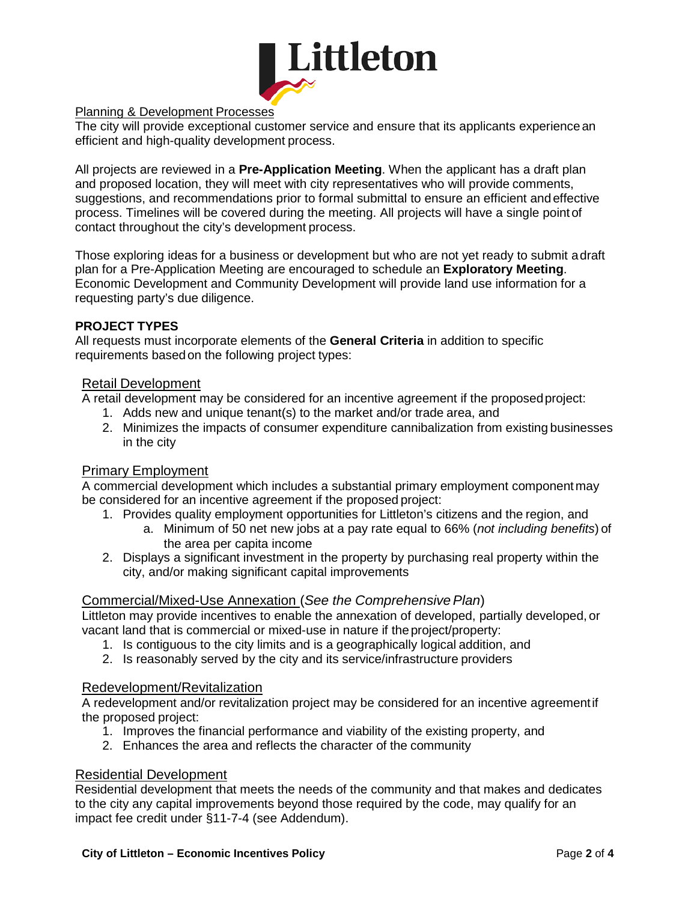## Planning & Development Processes

The city will provide exceptional customer service and ensure that its applicants experience an efficient and high-quality development process.

All projects are reviewed in a **Pre-Application Meeting**. When the applicant has a draft plan and proposed location, they will meet with city representatives who will provide comments, suggestions, and recommendations prior to formal submittal to ensure an efficient and effective process. Timelines will be covered during the meeting. All projects will have a single point of contact throughout the city's development process.

Those exploring ideas for a business or development but who are not yet ready to submit a draft plan for a Pre-Application Meeting are encouraged to schedule an **Exploratory Meeting**. Economic Development and Community Development will provide land use information for a requesting party's due diligence.

### PROJECT TYPES

All requests must incorporate elements of the **General Criteria** in addition to specific requirements based on the following project types:

#### Retail Development

A retail development may be considered for an incentive agreement if the proposed project:

1. Adds new and unique tenant(s) to the market and/or trade area, and
2. Minimizes the impacts of consumer expenditure cannibalization from existing businesses in the city

#### Primary Employment

A commercial development which includes a substantial primary employment component may be considered for an incentive agreement if the proposed project:

1. Provides quality employment opportunities for Littleton's citizens and the region, and
   a. Minimum of 50 net new jobs at a pay rate equal to 66% (*not including benefits*) of the area per capita income
2. Displays a significant investment in the property by purchasing real property within the city, and/or making significant capital improvements

#### Commercial/Mixed-Use Annexation (*See the Comprehensive Plan*)

Littleton may provide incentives to enable the annexation of developed, partially developed, or vacant land that is commercial or mixed-use in nature if the project/property:

1. Is contiguous to the city limits and is a geographically logical addition, and
2. Is reasonably served by the city and its service/infrastructure providers

#### Redevelopment/Revitalization

A redevelopment and/or revitalization project may be considered for an incentive agreement if the proposed project:

1. Improves the financial performance and viability of the existing property, and
2. Enhances the area and reflects the character of the community

#### Residential Development

Residential development that meets the needs of the community and that makes and dedicates to the city any capital improvements beyond those required by the code, may qualify for an impact fee credit under §11-7-4 (see Addendum).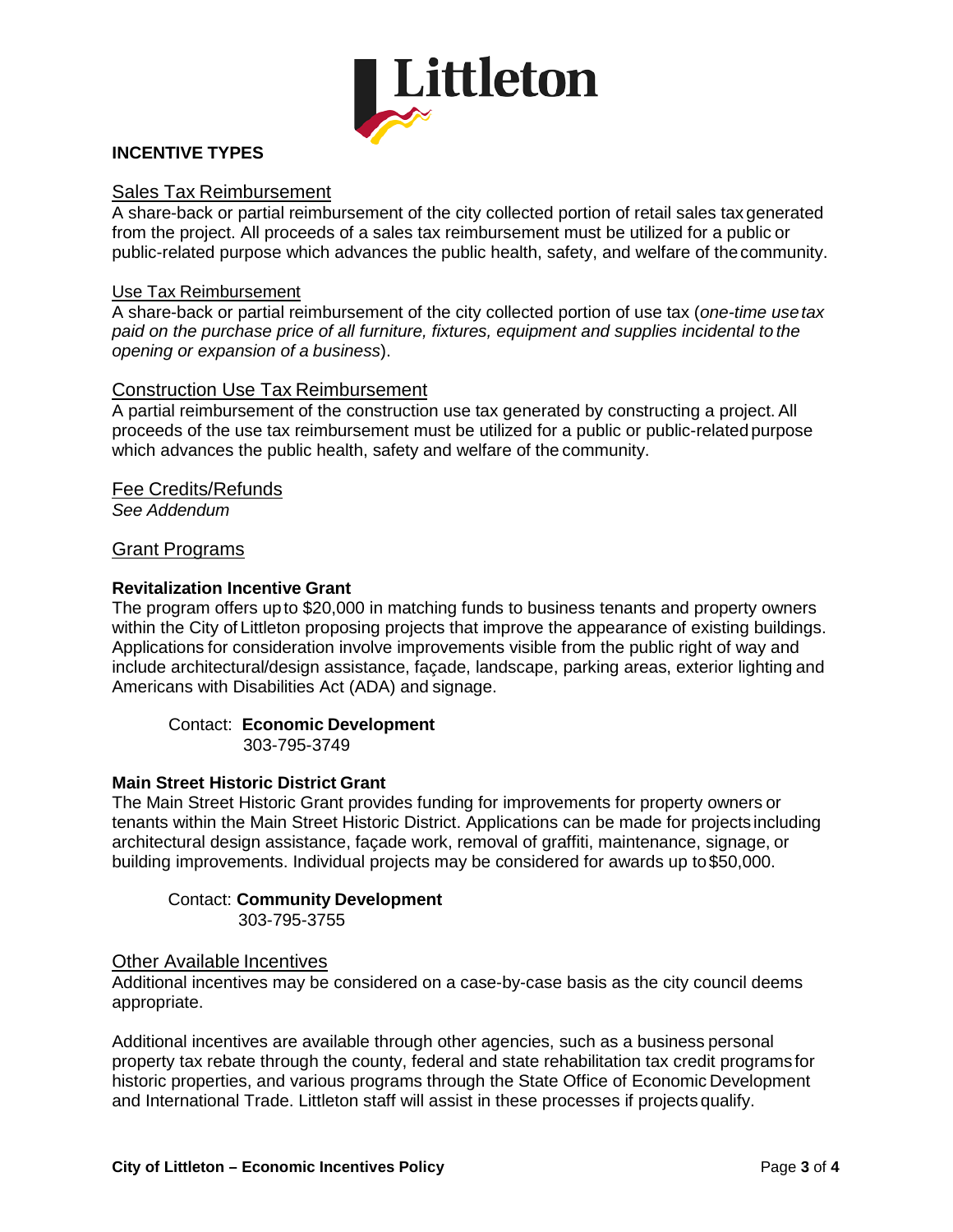## INCENTIVE TYPES

### Sales Tax Reimbursement

A share-back or partial reimbursement of the city collected portion of retail sales tax generated from the project. All proceeds of a sales tax reimbursement must be utilized for a public or public-related purpose which advances the public health, safety, and welfare of the community.

### Use Tax Reimbursement

A share-back or partial reimbursement of the city collected portion of use tax (*one-time use tax paid on the purchase price of all furniture, fixtures, equipment and supplies incidental to the opening or expansion of a business*).

### Construction Use Tax Reimbursement

A partial reimbursement of the construction use tax generated by constructing a project. All proceeds of the use tax reimbursement must be utilized for a public or public-related purpose which advances the public health, safety and welfare of the community.

### Fee Credits/Refunds

*See Addendum*

### Grant Programs

**Revitalization Incentive Grant**

The program offers up to $20,000 in matching funds to business tenants and property owners within the City of Littleton proposing projects that improve the appearance of existing buildings. Applications for consideration involve improvements visible from the public right of way and include architectural/design assistance, façade, landscape, parking areas, exterior lighting and Americans with Disabilities Act (ADA) and signage.

Contact: **Economic Development**
303-795-3749

**Main Street Historic District Grant**

The Main Street Historic Grant provides funding for improvements for property owners or tenants within the Main Street Historic District. Applications can be made for projects including architectural design assistance, façade work, removal of graffiti, maintenance, signage, or building improvements. Individual projects may be considered for awards up to $50,000.

Contact: **Community Development**
303-795-3755

### Other Available Incentives

Additional incentives may be considered on a case-by-case basis as the city council deems appropriate.

Additional incentives are available through other agencies, such as a business personal property tax rebate through the county, federal and state rehabilitation tax credit programs for historic properties, and various programs through the State Office of Economic Development and International Trade. Littleton staff will assist in these processes if projects qualify.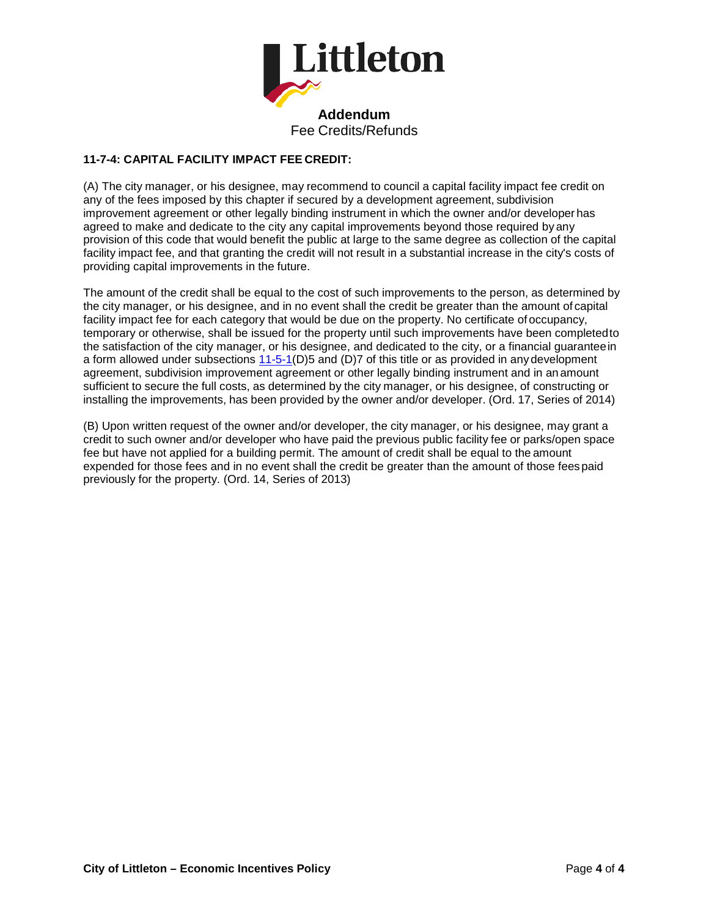**Addendum**

Fee Credits/Refunds

### 11-7-4: CAPITAL FACILITY IMPACT FEE CREDIT:

(A) The city manager, or his designee, may recommend to council a capital facility impact fee credit on any of the fees imposed by this chapter if secured by a development agreement, subdivision improvement agreement or other legally binding instrument in which the owner and/or developer has agreed to make and dedicate to the city any capital improvements beyond those required by any provision of this code that would benefit the public at large to the same degree as collection of the capital facility impact fee, and that granting the credit will not result in a substantial increase in the city's costs of providing capital improvements in the future.

The amount of the credit shall be equal to the cost of such improvements to the person, as determined by the city manager, or his designee, and in no event shall the credit be greater than the amount of capital facility impact fee for each category that would be due on the property. No certificate of occupancy, temporary or otherwise, shall be issued for the property until such improvements have been completed to the satisfaction of the city manager, or his designee, and dedicated to the city, or a financial guarantee in a form allowed under subsections 11-5-1(D)5 and (D)7 of this title or as provided in any development agreement, subdivision improvement agreement or other legally binding instrument and in an amount sufficient to secure the full costs, as determined by the city manager, or his designee, of constructing or installing the improvements, has been provided by the owner and/or developer. (Ord. 17, Series of 2014)

(B) Upon written request of the owner and/or developer, the city manager, or his designee, may grant a credit to such owner and/or developer who have paid the previous public facility fee or parks/open space fee but have not applied for a building permit. The amount of credit shall be equal to the amount expended for those fees and in no event shall the credit be greater than the amount of those fees paid previously for the property. (Ord. 14, Series of 2013)